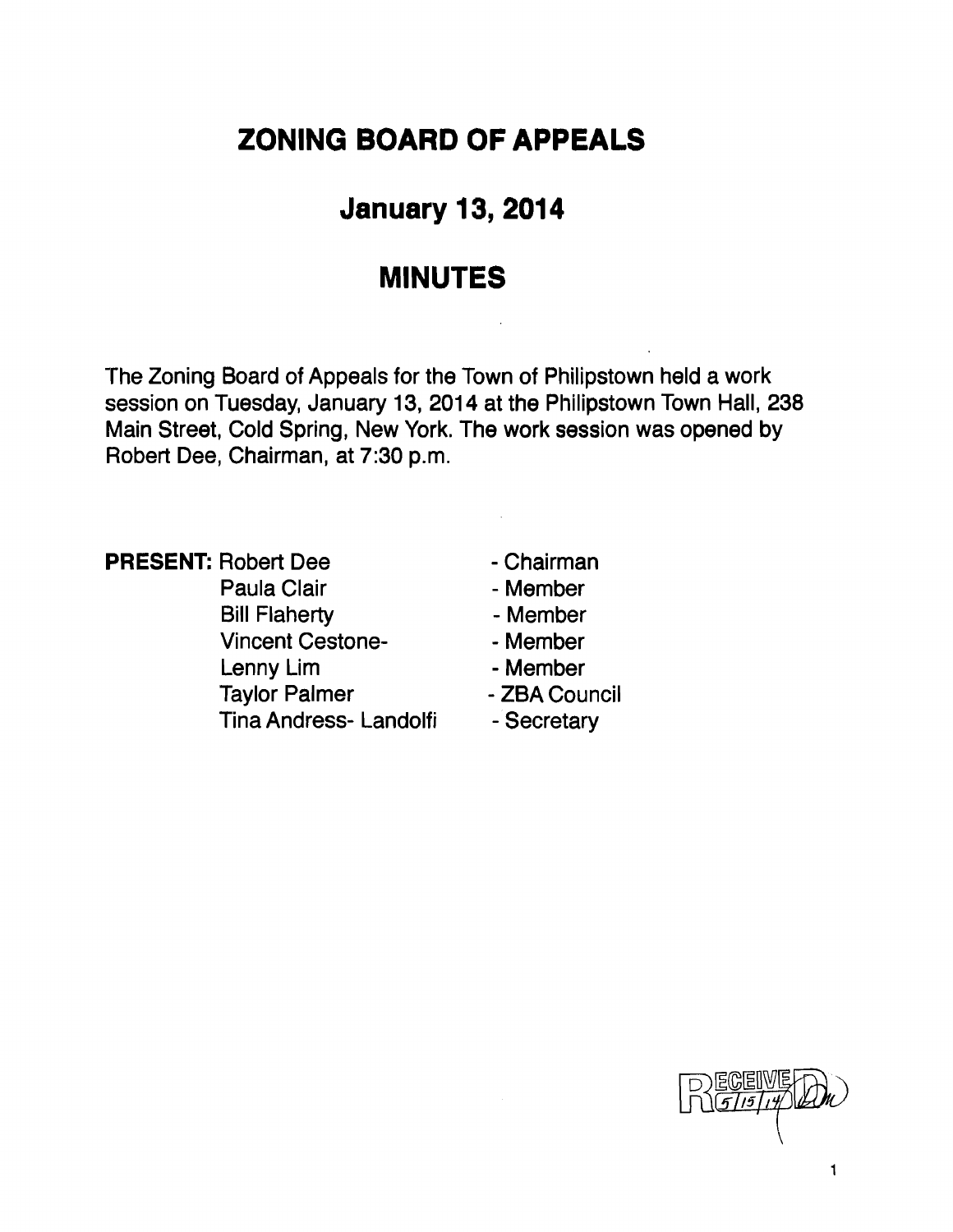# ZONING BOARD OF APPEALS

## January 13, 2014

## MINUTES

The Zoning Board of Appeals for the Town of Philipstown held a work session on Tuesday, January 13, 2014 at the Philipstown Town Hall, 238 Main Street, Cold Spring, New York. The work session was opened by Robert Dee, Chairman, at 7:30 p.m.

**PRESENT:** Robert Dee - Chairman
Paula Clair - Member
Bill Flaherty - Member
Vincent Cestone- - Member
Lenny Lim - Member
Taylor Palmer - ZBA Council
Tina Andress- Landolfi - Secretary

RECEIVED 5/15/14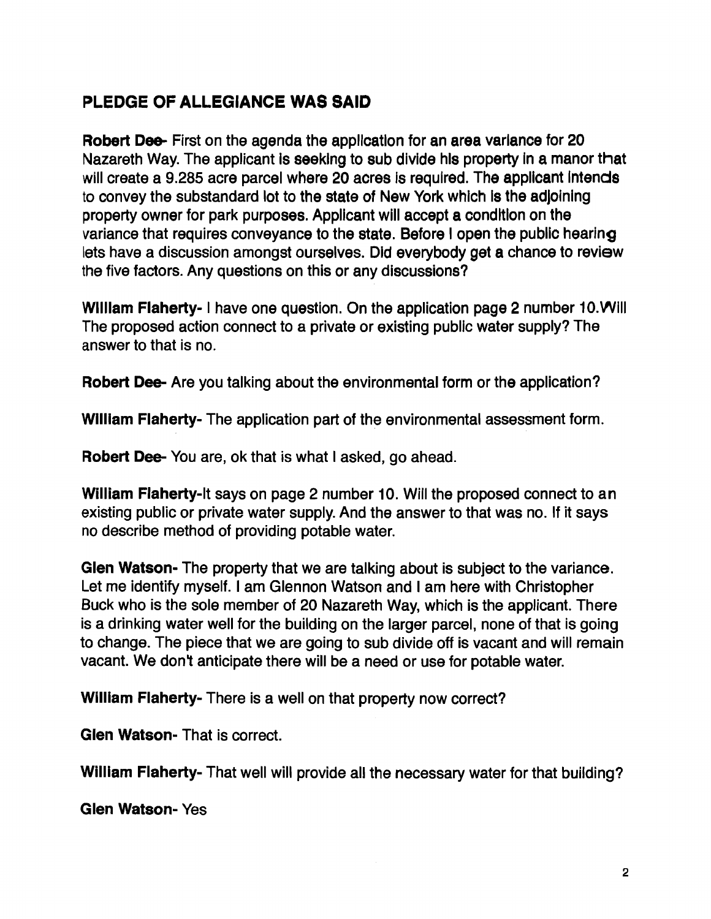## PLEDGE OF ALLEGIANCE WAS SAID

**Robert Dee-** First on the agenda the application for an area variance for 20 Nazareth Way. The applicant is seeking to sub divide his property in a manor that will create a 9.285 acre parcel where 20 acres is required. The applicant intends to convey the substandard lot to the state of New York which is the adjoining property owner for park purposes. Applicant will accept a condition on the variance that requires conveyance to the state. Before I open the public hearing lets have a discussion amongst ourselves. Did everybody get a chance to review the five factors. Any questions on this or any discussions?

**William Flaherty-** I have one question. On the application page 2 number 10.Will The proposed action connect to a private or existing public water supply? The answer to that is no.

**Robert Dee-** Are you talking about the environmental form or the application?

**William Flaherty-** The application part of the environmental assessment form.

**Robert Dee-** You are, ok that is what I asked, go ahead.

**William Flaherty-**It says on page 2 number 10. Will the proposed connect to an existing public or private water supply. And the answer to that was no. If it says no describe method of providing potable water.

**Glen Watson-** The property that we are talking about is subject to the variance. Let me identify myself. I am Glennon Watson and I am here with Christopher Buck who is the sole member of 20 Nazareth Way, which is the applicant. There is a drinking water well for the building on the larger parcel, none of that is going to change. The piece that we are going to sub divide off is vacant and will remain vacant. We don't anticipate there will be a need or use for potable water.

**William Flaherty-** There is a well on that property now correct?

**Glen Watson-** That is correct.

**William Flaherty-** That well will provide all the necessary water for that building?

**Glen Watson-** Yes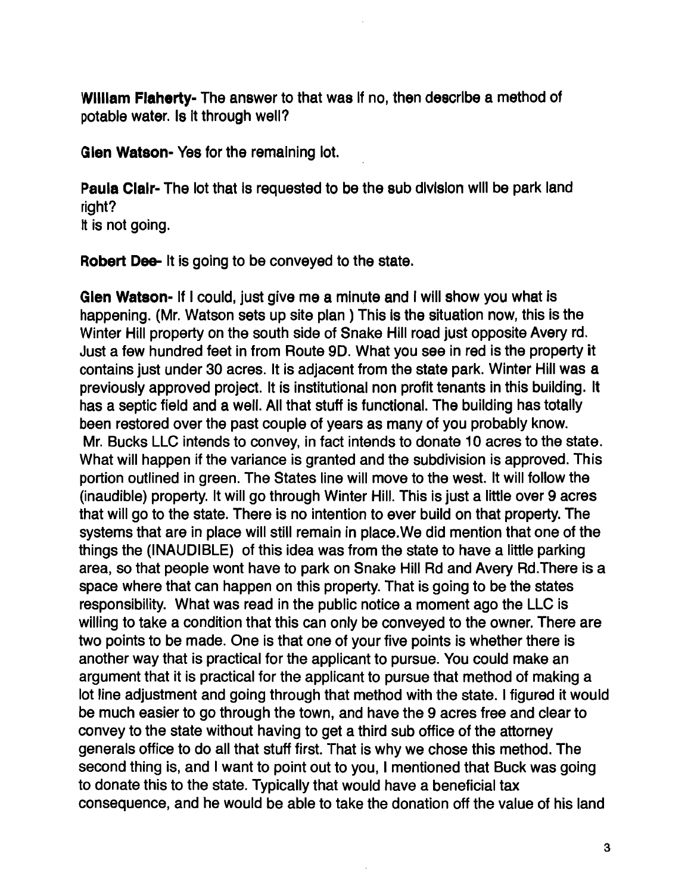**William Flaherty-** The answer to that was If no, then describe a method of potable water. Is it through well?

**Glen Watson-** Yes for the remaining lot.

**Paula Clair-** The lot that is requested to be the sub division will be park land right?
It is not going.

**Robert Dee-** It is going to be conveyed to the state.

**Glen Watson-** If I could, just give me a minute and I will show you what is happening. (Mr. Watson sets up site plan ) This is the situation now, this is the Winter Hill property on the south side of Snake Hill road just opposite Avery rd. Just a few hundred feet in from Route 9D. What you see in red is the property it contains just under 30 acres. It is adjacent from the state park. Winter Hill was a previously approved project. It is institutional non profit tenants in this building. It has a septic field and a well. All that stuff is functional. The building has totally been restored over the past couple of years as many of you probably know. Mr. Bucks LLC intends to convey, in fact intends to donate 10 acres to the state. What will happen if the variance is granted and the subdivision is approved. This portion outlined in green. The States line will move to the west. It will follow the (inaudible) property. It will go through Winter Hill. This is just a little over 9 acres that will go to the state. There is no intention to ever build on that property. The systems that are in place will still remain in place.We did mention that one of the things the (INAUDIBLE) of this idea was from the state to have a little parking area, so that people wont have to park on Snake Hill Rd and Avery Rd.There is a space where that can happen on this property. That is going to be the states responsibility. What was read in the public notice a moment ago the LLC is willing to take a condition that this can only be conveyed to the owner. There are two points to be made. One is that one of your five points is whether there is another way that is practical for the applicant to pursue. You could make an argument that it is practical for the applicant to pursue that method of making a lot line adjustment and going through that method with the state. I figured it would be much easier to go through the town, and have the 9 acres free and clear to convey to the state without having to get a third sub office of the attorney generals office to do all that stuff first. That is why we chose this method. The second thing is, and I want to point out to you, I mentioned that Buck was going to donate this to the state. Typically that would have a beneficial tax consequence, and he would be able to take the donation off the value of his land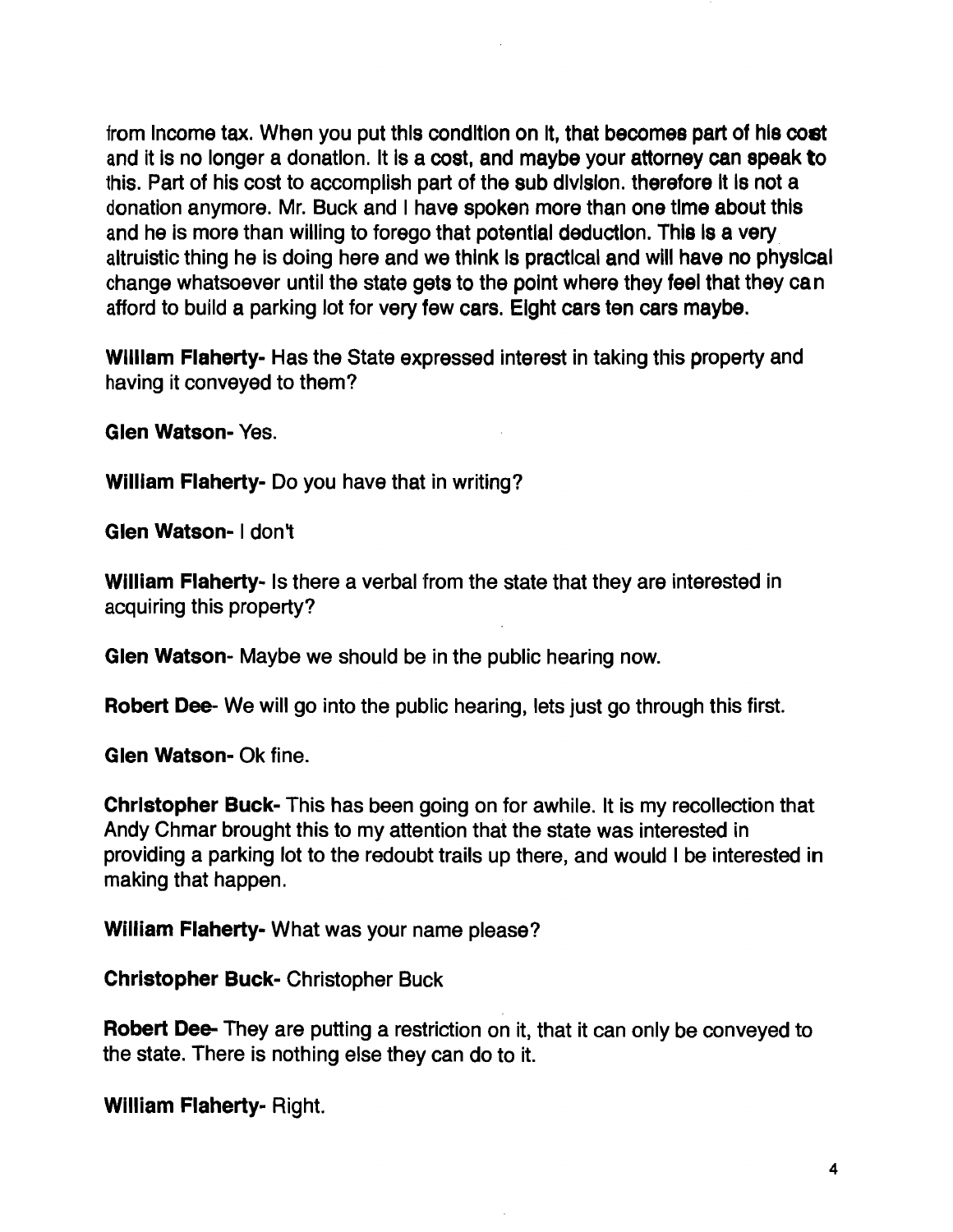from Income tax. When you put this condition on it, that becomes part of his cost and it is no longer a donation. It is a cost, and maybe your attorney can speak to this. Part of his cost to accomplish part of the sub division. therefore it is not a donation anymore. Mr. Buck and I have spoken more than one time about this and he is more than willing to forego that potential deduction. This is a very altruistic thing he is doing here and we think is practical and will have no physical change whatsoever until the state gets to the point where they feel that they can afford to build a parking lot for very few cars. Eight cars ten cars maybe.

**William Flaherty-** Has the State expressed interest in taking this property and having it conveyed to them?

**Glen Watson-** Yes.

**William Flaherty-** Do you have that in writing?

**Glen Watson-** I don't

**William Flaherty-** Is there a verbal from the state that they are interested in acquiring this property?

**Glen Watson-** Maybe we should be in the public hearing now.

**Robert Dee-** We will go into the public hearing, lets just go through this first.

**Glen Watson-** Ok fine.

**Christopher Buck-** This has been going on for awhile. It is my recollection that Andy Chmar brought this to my attention that the state was interested in providing a parking lot to the redoubt trails up there, and would I be interested in making that happen.

**William Flaherty-** What was your name please?

**Christopher Buck-** Christopher Buck

**Robert Dee-** They are putting a restriction on it, that it can only be conveyed to the state. There is nothing else they can do to it.

**William Flaherty-** Right.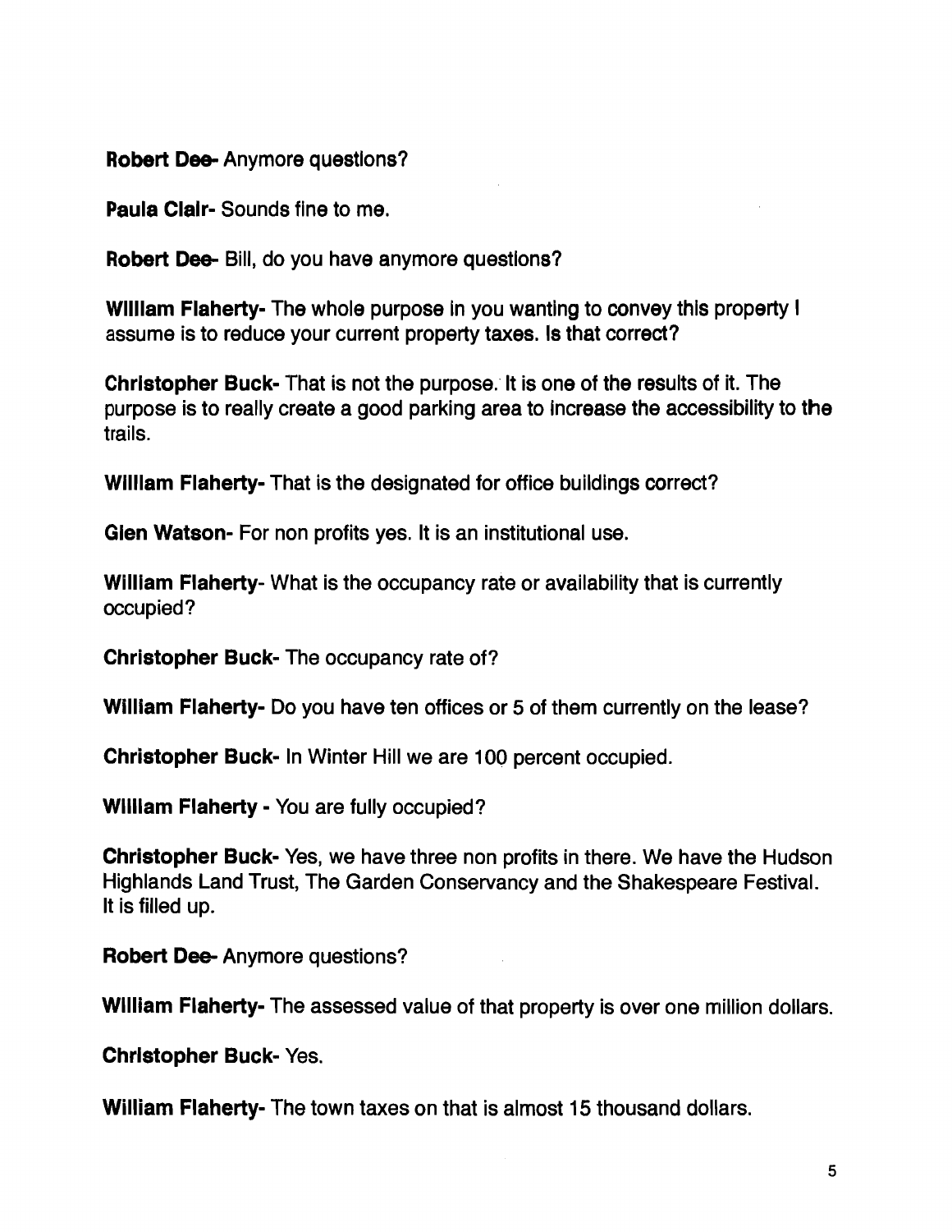**Robert Dee-** Anymore questions?

**Paula Clair-** Sounds fine to me.

**Robert Dee-** Bill, do you have anymore questions?

**William Flaherty-** The whole purpose in you wanting to convey this property I assume is to reduce your current property taxes. Is that correct?

**Christopher Buck-** That is not the purpose. It is one of the results of it. The purpose is to really create a good parking area to increase the accessibility to the trails.

**William Flaherty-** That is the designated for office buildings correct?

**Glen Watson-** For non profits yes. It is an institutional use.

**William Flaherty-** What is the occupancy rate or availability that is currently occupied?

**Christopher Buck-** The occupancy rate of?

**William Flaherty-** Do you have ten offices or 5 of them currently on the lease?

**Christopher Buck-** In Winter Hill we are 100 percent occupied.

**William Flaherty -** You are fully occupied?

**Christopher Buck-** Yes, we have three non profits in there. We have the Hudson Highlands Land Trust, The Garden Conservancy and the Shakespeare Festival. It is filled up.

**Robert Dee-** Anymore questions?

**William Flaherty-** The assessed value of that property is over one million dollars.

**Christopher Buck-** Yes.

**William Flaherty-** The town taxes on that is almost 15 thousand dollars.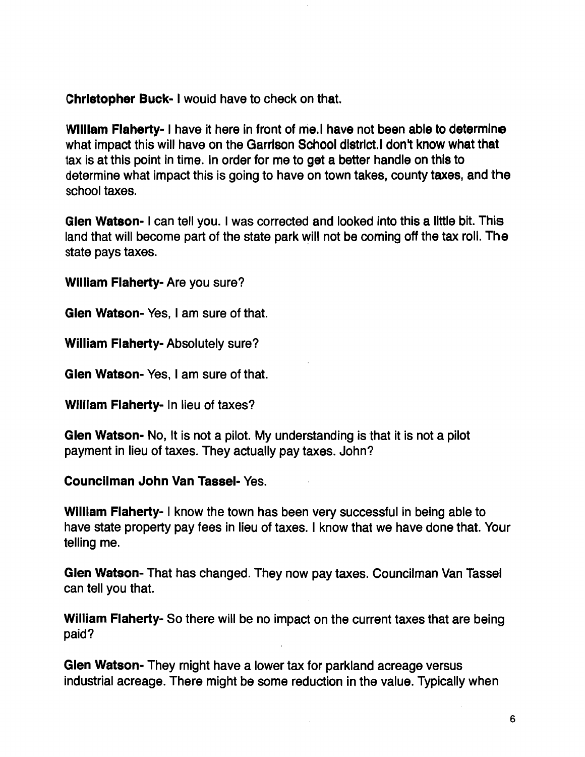**Christopher Buck-** I would have to check on that.

**William Flaherty-** I have it here in front of me.I have not been able to determine what impact this will have on the Garrison School district.I don't know what that tax is at this point in time. In order for me to get a better handle on this to determine what impact this is going to have on town takes, county taxes, and the school taxes.

**Glen Watson-** I can tell you. I was corrected and looked into this a little bit. This land that will become part of the state park will not be coming off the tax roll. The state pays taxes.

**William Flaherty-** Are you sure?

**Glen Watson-** Yes, I am sure of that.

**William Flaherty-** Absolutely sure?

**Glen Watson-** Yes, I am sure of that.

**William Flaherty-** In lieu of taxes?

**Glen Watson-** No, It is not a pilot. My understanding is that it is not a pilot payment in lieu of taxes. They actually pay taxes. John?

**Councilman John Van Tassel-** Yes.

**William Flaherty-** I know the town has been very successful in being able to have state property pay fees in lieu of taxes. I know that we have done that. Your telling me.

**Glen Watson-** That has changed. They now pay taxes. Councilman Van Tassel can tell you that.

**William Flaherty-** So there will be no impact on the current taxes that are being paid?

**Glen Watson-** They might have a lower tax for parkland acreage versus industrial acreage. There might be some reduction in the value. Typically when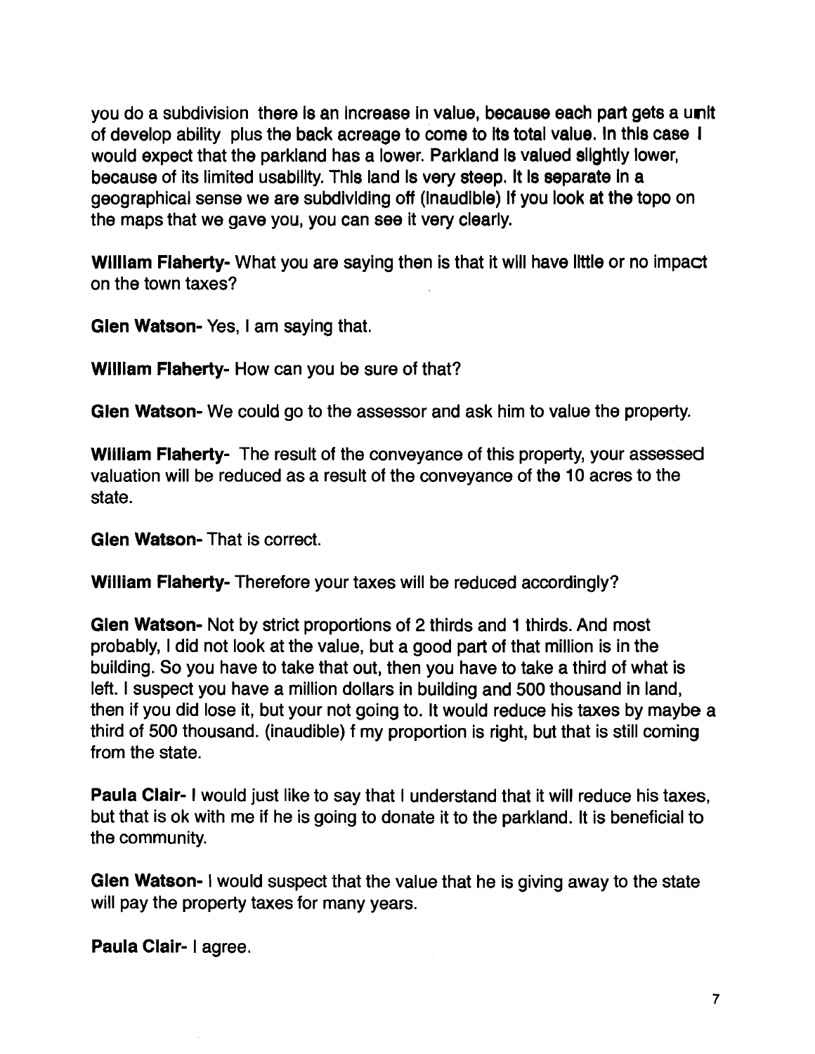you do a subdivision there is an increase in value, because each part gets a unit of develop ability plus the back acreage to come to its total value. In this case I would expect that the parkland has a lower. Parkland is valued slightly lower, because of its limited usability. This land is very steep. It is separate in a geographical sense we are subdividing off (inaudible) If you look at the topo on the maps that we gave you, you can see it very clearly.

**William Flaherty-** What you are saying then is that it will have little or no impact on the town taxes?

**Glen Watson-** Yes, I am saying that.

**William Flaherty-** How can you be sure of that?

**Glen Watson-** We could go to the assessor and ask him to value the property.

**William Flaherty-** The result of the conveyance of this property, your assessed valuation will be reduced as a result of the conveyance of the 10 acres to the state.

**Glen Watson-** That is correct.

**William Flaherty-** Therefore your taxes will be reduced accordingly?

**Glen Watson-** Not by strict proportions of 2 thirds and 1 thirds. And most probably, I did not look at the value, but a good part of that million is in the building. So you have to take that out, then you have to take a third of what is left. I suspect you have a million dollars in building and 500 thousand in land, then if you did lose it, but your not going to. It would reduce his taxes by maybe a third of 500 thousand. (inaudible) f my proportion is right, but that is still coming from the state.

**Paula Clair-** I would just like to say that I understand that it will reduce his taxes, but that is ok with me if he is going to donate it to the parkland. It is beneficial to the community.

**Glen Watson-** I would suspect that the value that he is giving away to the state will pay the property taxes for many years.

**Paula Clair-** I agree.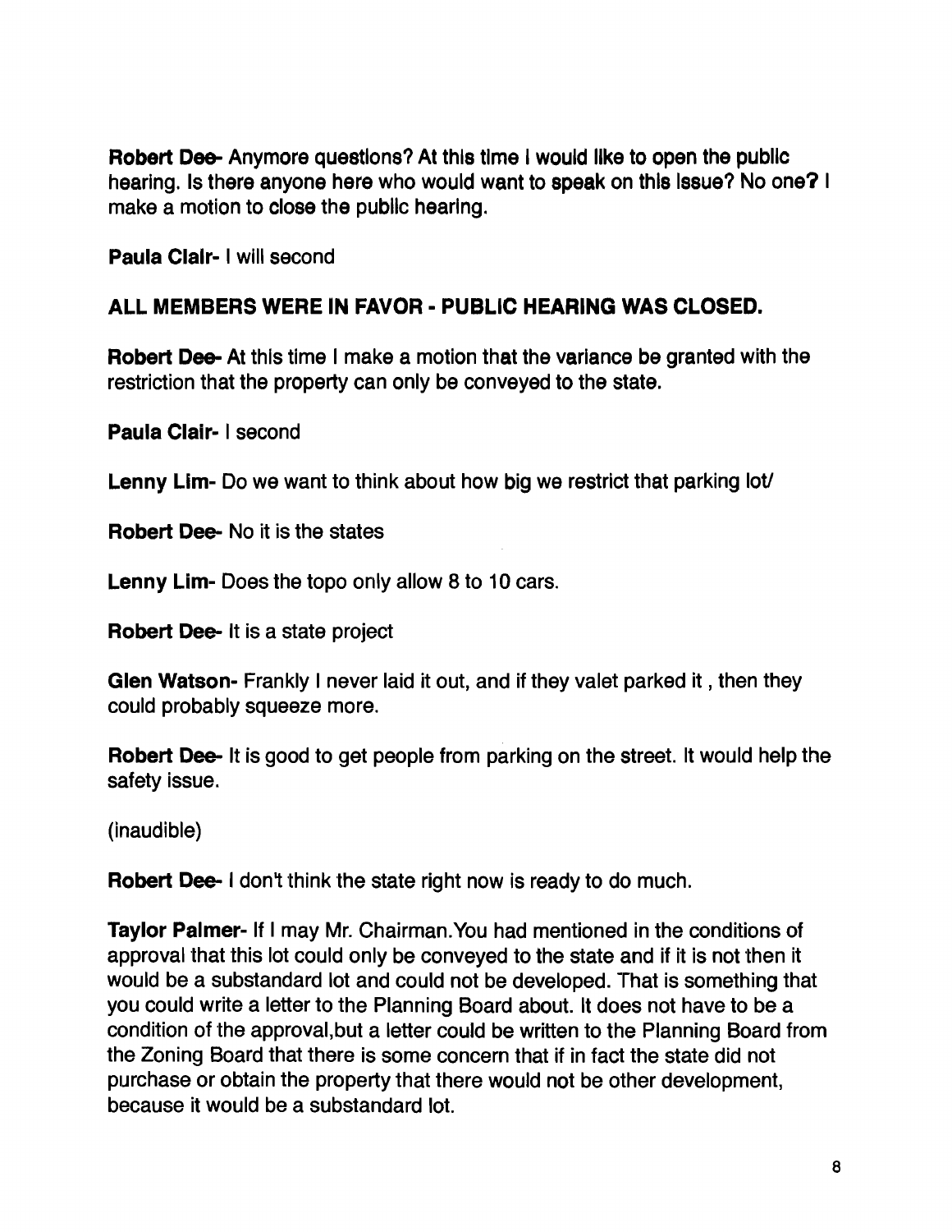**Robert Dee**- Anymore questions? At this time I would like to open the public hearing. Is there anyone here who would want to speak on this issue? No one? I make a motion to close the public hearing.

**Paula Clair**- I will second

**ALL MEMBERS WERE IN FAVOR - PUBLIC HEARING WAS CLOSED.**

**Robert Dee**- At this time I make a motion that the variance be granted with the restriction that the property can only be conveyed to the state.

**Paula Clair**- I second

**Lenny Lim**- Do we want to think about how big we restrict that parking lot/

**Robert Dee**- No it is the states

**Lenny Lim**- Does the topo only allow 8 to 10 cars.

**Robert Dee**- It is a state project

**Glen Watson**- Frankly I never laid it out, and if they valet parked it , then they could probably squeeze more.

**Robert Dee**- It is good to get people from parking on the street. It would help the safety issue.

(inaudible)

**Robert Dee**- I don't think the state right now is ready to do much.

**Taylor Palmer**- If I may Mr. Chairman.You had mentioned in the conditions of approval that this lot could only be conveyed to the state and if it is not then it would be a substandard lot and could not be developed. That is something that you could write a letter to the Planning Board about. It does not have to be a condition of the approval,but a letter could be written to the Planning Board from the Zoning Board that there is some concern that if in fact the state did not purchase or obtain the property that there would not be other development, because it would be a substandard lot.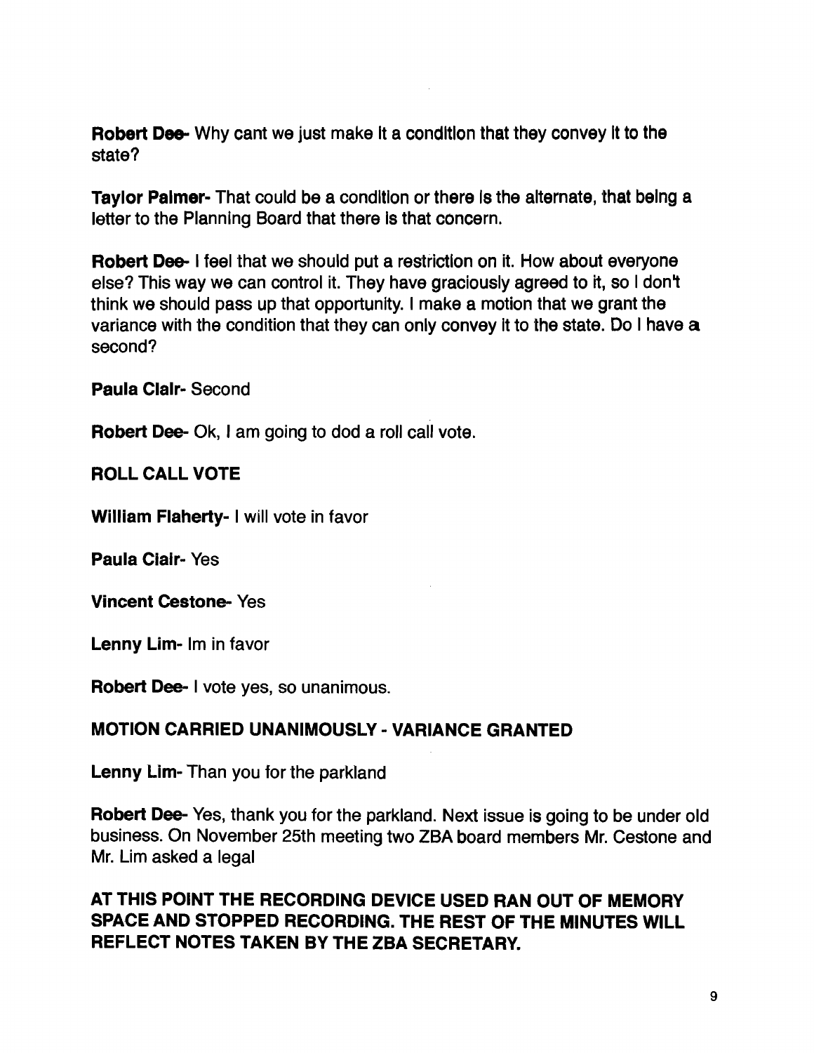**Robert Dee-** Why cant we just make it a condition that they convey it to the state?

**Taylor Palmer-** That could be a condition or there is the alternate, that being a letter to the Planning Board that there is that concern.

**Robert Dee-** I feel that we should put a restriction on it. How about everyone else? This way we can control it. They have graciously agreed to it, so I don't think we should pass up that opportunity. I make a motion that we grant the variance with the condition that they can only convey it to the state. Do I have a second?

**Paula Clair-** Second

**Robert Dee-** Ok, I am going to dod a roll call vote.

**ROLL CALL VOTE**

**William Flaherty-** I will vote in favor

**Paula Clair-** Yes

**Vincent Cestone-** Yes

**Lenny Lim-** Im in favor

**Robert Dee-** I vote yes, so unanimous.

**MOTION CARRIED UNANIMOUSLY - VARIANCE GRANTED**

**Lenny Lim-** Than you for the parkland

**Robert Dee-** Yes, thank you for the parkland. Next issue is going to be under old business. On November 25th meeting two ZBA board members Mr. Cestone and Mr. Lim asked a legal

**AT THIS POINT THE RECORDING DEVICE USED RAN OUT OF MEMORY SPACE AND STOPPED RECORDING. THE REST OF THE MINUTES WILL REFLECT NOTES TAKEN BY THE ZBA SECRETARY.**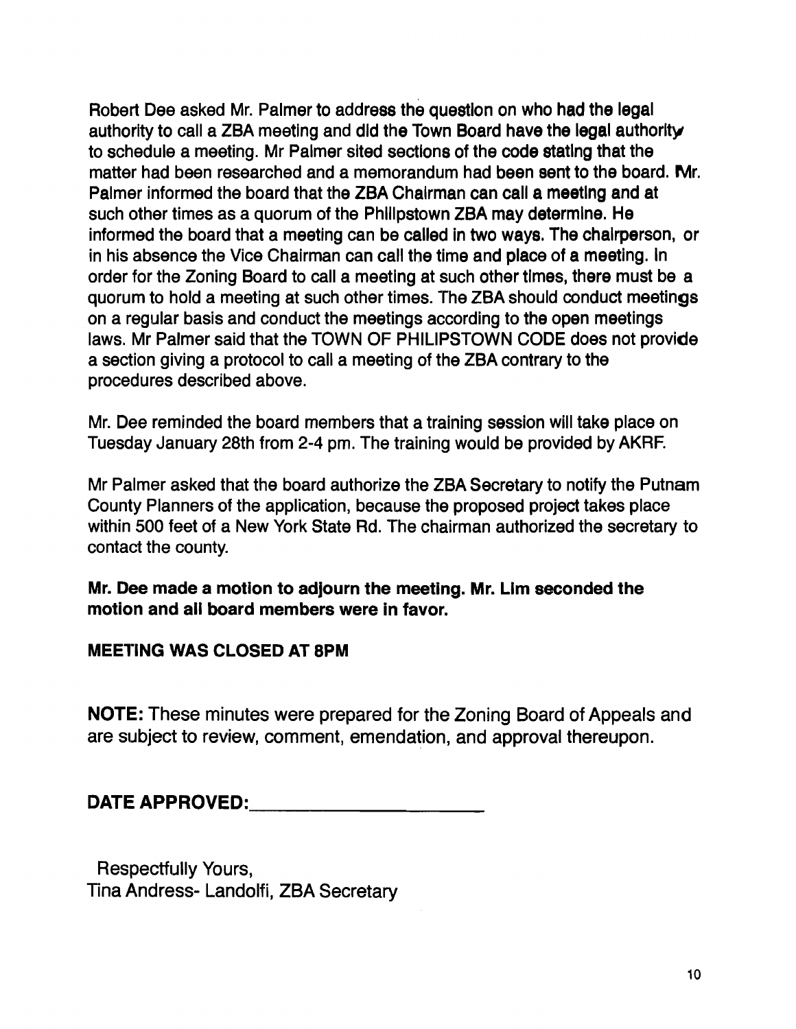Robert Dee asked Mr. Palmer to address the question on who had the legal authority to call a ZBA meeting and did the Town Board have the legal authority to schedule a meeting. Mr Palmer sited sections of the code stating that the matter had been researched and a memorandum had been sent to the board. Mr. Palmer informed the board that the ZBA Chairman can call a meeting and at such other times as a quorum of the Phillpstown ZBA may determine. He informed the board that a meeting can be called in two ways. The chairperson, or in his absence the Vice Chairman can call the time and place of a meeting. In order for the Zoning Board to call a meeting at such other times, there must be a quorum to hold a meeting at such other times. The ZBA should conduct meetings on a regular basis and conduct the meetings according to the open meetings laws. Mr Palmer said that the TOWN OF PHILIPSTOWN CODE does not provide a section giving a protocol to call a meeting of the ZBA contrary to the procedures described above.

Mr. Dee reminded the board members that a training session will take place on Tuesday January 28th from 2-4 pm. The training would be provided by AKRF.

Mr Palmer asked that the board authorize the ZBA Secretary to notify the Putnam County Planners of the application, because the proposed project takes place within 500 feet of a New York State Rd. The chairman authorized the secretary to contact the county.

**Mr. Dee made a motion to adjourn the meeting. Mr. Lim seconded the motion and all board members were in favor.**

**MEETING WAS CLOSED AT 8PM**

**NOTE:** These minutes were prepared for the Zoning Board of Appeals and are subject to review, comment, emendation, and approval thereupon.

**DATE APPROVED:**\_\_\_\_\_\_\_\_\_\_\_\_\_\_\_\_\_\_\_\_\_\_

Respectfully Yours,
Tina Andress- Landolfi, ZBA Secretary